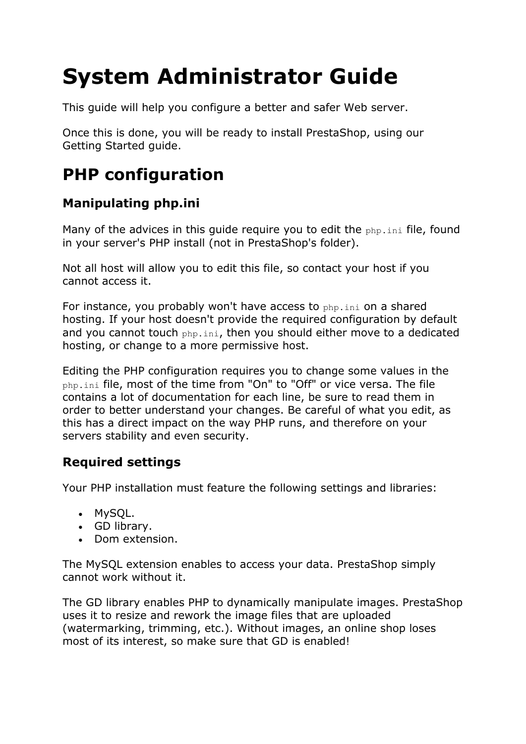# System Administrator Guide

This guide will help you configure a better and safer Web server.

Once this is done, you will be ready to install PrestaShop, using our Getting Started guide.

## PHP configuration

### Manipulating php.ini

Many of the advices in this guide require you to edit the `php.ini` file, found in your server's PHP install (not in PrestaShop's folder).

Not all host will allow you to edit this file, so contact your host if you cannot access it.

For instance, you probably won't have access to `php.ini` on a shared hosting. If your host doesn't provide the required configuration by default and you cannot touch `php.ini`, then you should either move to a dedicated hosting, or change to a more permissive host.

Editing the PHP configuration requires you to change some values in the `php.ini` file, most of the time from "On" to "Off" or vice versa. The file contains a lot of documentation for each line, be sure to read them in order to better understand your changes. Be careful of what you edit, as this has a direct impact on the way PHP runs, and therefore on your servers stability and even security.

### Required settings

Your PHP installation must feature the following settings and libraries:

- MySQL.
- GD library.
- Dom extension.

The MySQL extension enables to access your data. PrestaShop simply cannot work without it.

The GD library enables PHP to dynamically manipulate images. PrestaShop uses it to resize and rework the image files that are uploaded (watermarking, trimming, etc.). Without images, an online shop loses most of its interest, so make sure that GD is enabled!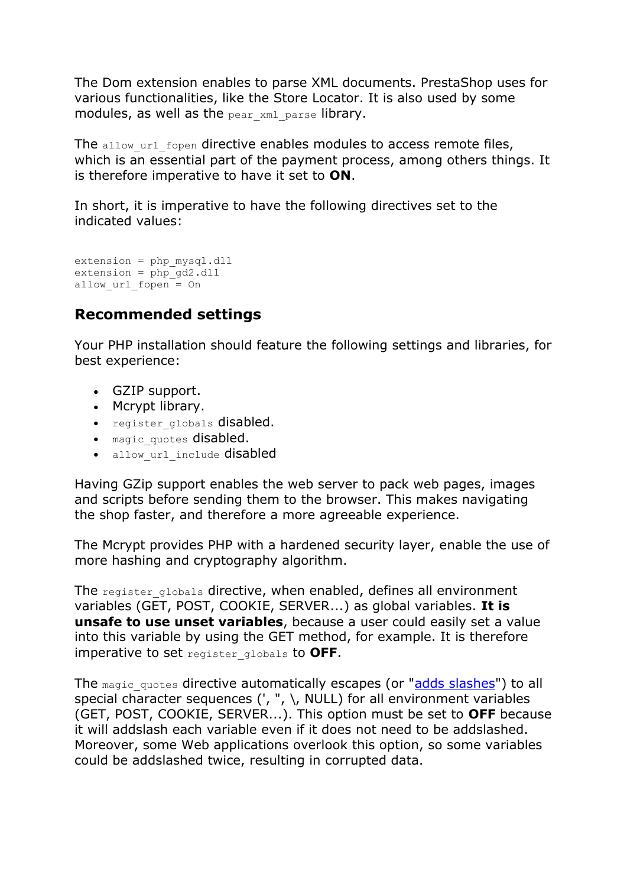The Dom extension enables to parse XML documents. PrestaShop uses for various functionalities, like the Store Locator. It is also used by some modules, as well as the `pear_xml_parse` library.

The `allow_url_fopen` directive enables modules to access remote files, which is an essential part of the payment process, among others things. It is therefore imperative to have it set to **ON**.

In short, it is imperative to have the following directives set to the indicated values:

```
extension = php_mysql.dll
extension = php_gd2.dll
allow_url_fopen = On
```

## Recommended settings

Your PHP installation should feature the following settings and libraries, for best experience:

- GZIP support.
- Mcrypt library.
- `register_globals` disabled.
- `magic_quotes` disabled.
- `allow_url_include` disabled

Having GZip support enables the web server to pack web pages, images and scripts before sending them to the browser. This makes navigating the shop faster, and therefore a more agreeable experience.

The Mcrypt provides PHP with a hardened security layer, enable the use of more hashing and cryptography algorithm.

The `register_globals` directive, when enabled, defines all environment variables (GET, POST, COOKIE, SERVER...) as global variables. **It is unsafe to use unset variables**, because a user could easily set a value into this variable by using the GET method, for example. It is therefore imperative to set `register_globals` to **OFF**.

The `magic_quotes` directive automatically escapes (or "adds slashes") to all special character sequences (', ", \, NULL) for all environment variables (GET, POST, COOKIE, SERVER...). This option must be set to **OFF** because it will addslash each variable even if it does not need to be addslashed. Moreover, some Web applications overlook this option, so some variables could be addslashed twice, resulting in corrupted data.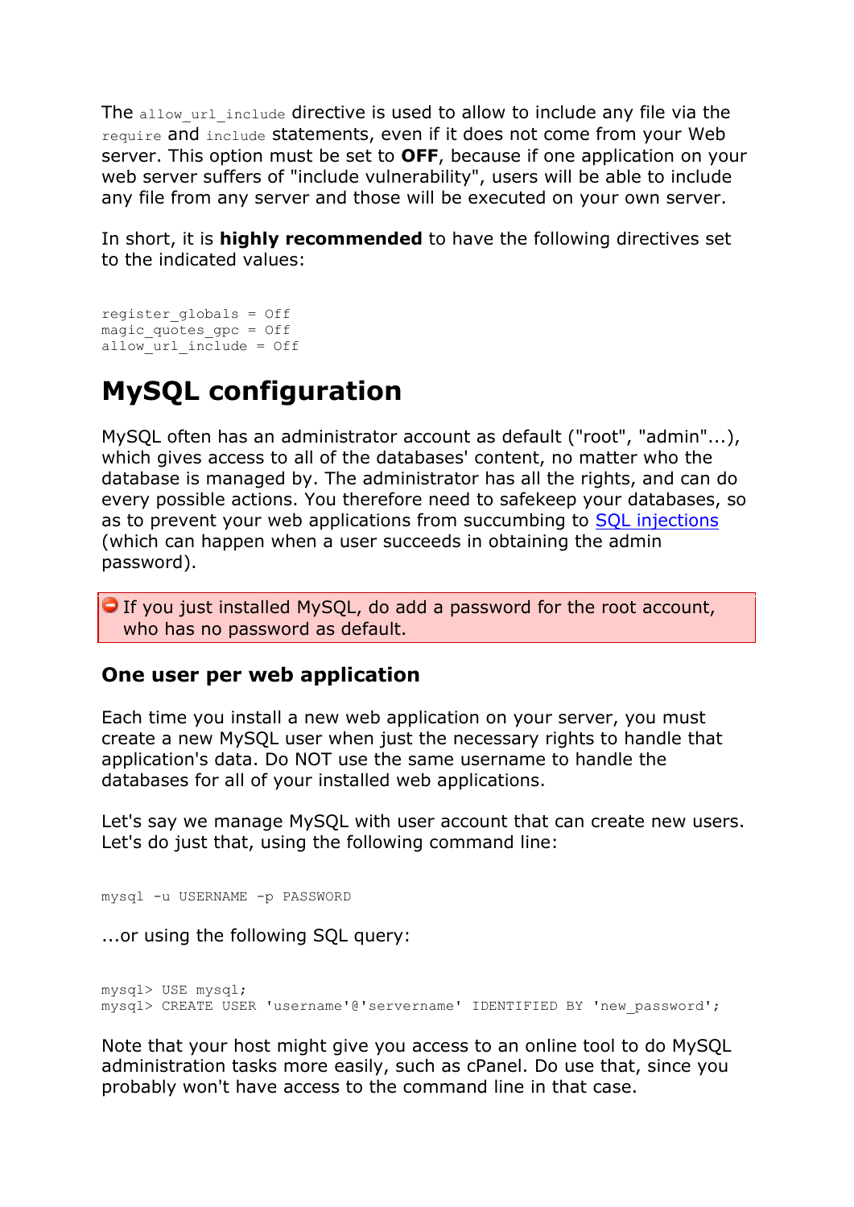The `allow_url_include` directive is used to allow to include any file via the `require` and `include` statements, even if it does not come from your Web server. This option must be set to **OFF**, because if one application on your web server suffers of "include vulnerability", users will be able to include any file from any server and those will be executed on your own server.

In short, it is **highly recommended** to have the following directives set to the indicated values:

```
register_globals = Off
magic_quotes_gpc = Off
allow_url_include = Off
```

# MySQL configuration

MySQL often has an administrator account as default ("root", "admin"...), which gives access to all of the databases' content, no matter who the database is managed by. The administrator has all the rights, and can do every possible actions. You therefore need to safekeep your databases, so as to prevent your web applications from succumbing to [SQL injections](#) (which can happen when a user succeeds in obtaining the admin password).

> If you just installed MySQL, do add a password for the root account, who has no password as default.

### One user per web application

Each time you install a new web application on your server, you must create a new MySQL user when just the necessary rights to handle that application's data. Do NOT use the same username to handle the databases for all of your installed web applications.

Let's say we manage MySQL with user account that can create new users. Let's do just that, using the following command line:

```
mysql -u USERNAME -p PASSWORD
```

...or using the following SQL query:

```
mysql> USE mysql;
mysql> CREATE USER 'username'@'servername' IDENTIFIED BY 'new_password';
```

Note that your host might give you access to an online tool to do MySQL administration tasks more easily, such as cPanel. Do use that, since you probably won't have access to the command line in that case.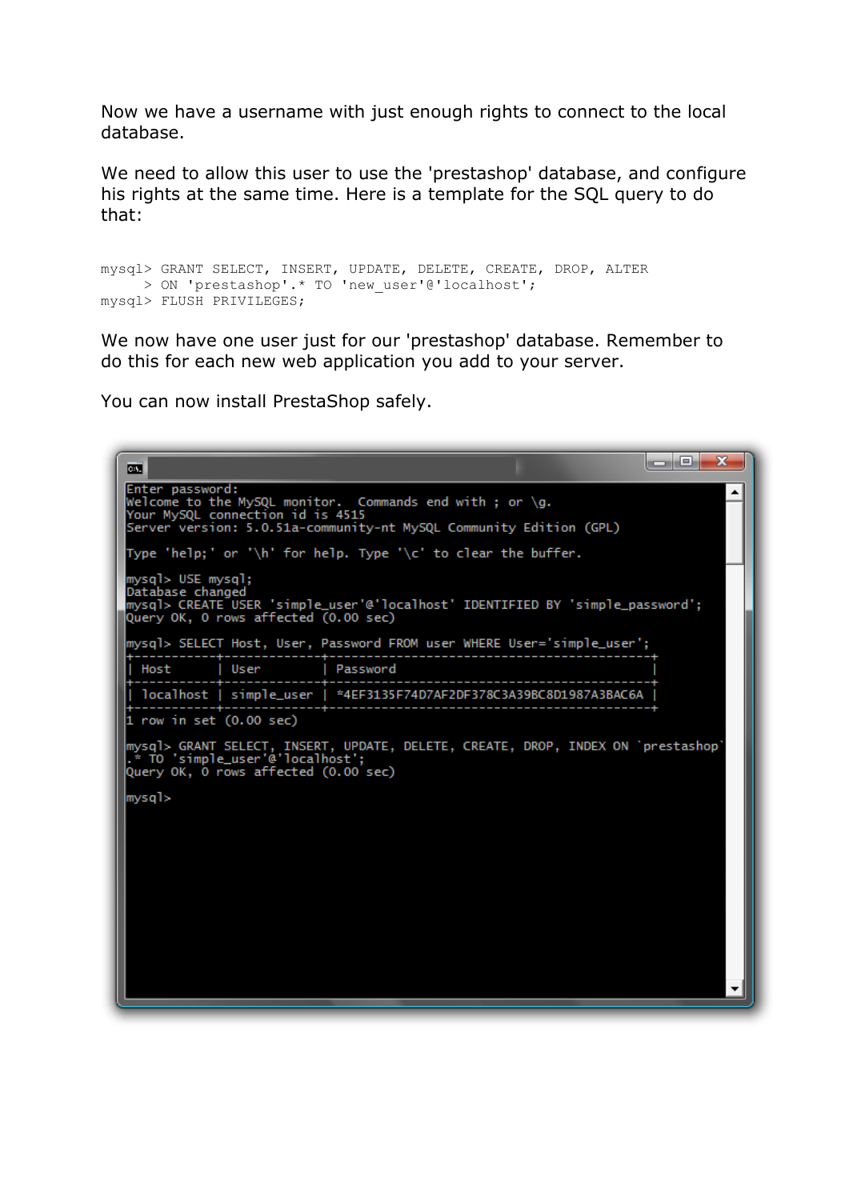Now we have a username with just enough rights to connect to the local database.

We need to allow this user to use the 'prestashop' database, and configure his rights at the same time. Here is a template for the SQL query to do that:

```
mysql> GRANT SELECT, INSERT, UPDATE, DELETE, CREATE, DROP, ALTER
    > ON 'prestashop'.* TO 'new_user'@'localhost';
mysql> FLUSH PRIVILEGES;
```

We now have one user just for our 'prestashop' database. Remember to do this for each new web application you add to your server.

You can now install PrestaShop safely.

```
Enter password:
Welcome to the MySQL monitor.  Commands end with ; or \g.
Your MySQL connection id is 4515
Server version: 5.0.51a-community-nt MySQL Community Edition (GPL)

Type 'help;' or '\h' for help. Type '\c' to clear the buffer.

mysql> USE mysql;
Database changed
mysql> CREATE USER 'simple_user'@'localhost' IDENTIFIED BY 'simple_password';
Query OK, 0 rows affected (0.00 sec)

mysql> SELECT Host, User, Password FROM user WHERE User='simple_user';
+-----------+-------------+-------------------------------------------+
| Host      | User        | Password                                  |
+-----------+-------------+-------------------------------------------+
| localhost | simple_user | *4EF3135F74D7AF2DF378C3A39BC8D1987A3BAC6A |
+-----------+-------------+-------------------------------------------+
1 row in set (0.00 sec)

mysql> GRANT SELECT, INSERT, UPDATE, DELETE, CREATE, DROP, INDEX ON `prestashop`
.* TO 'simple_user'@'localhost';
Query OK, 0 rows affected (0.00 sec)

mysql>
```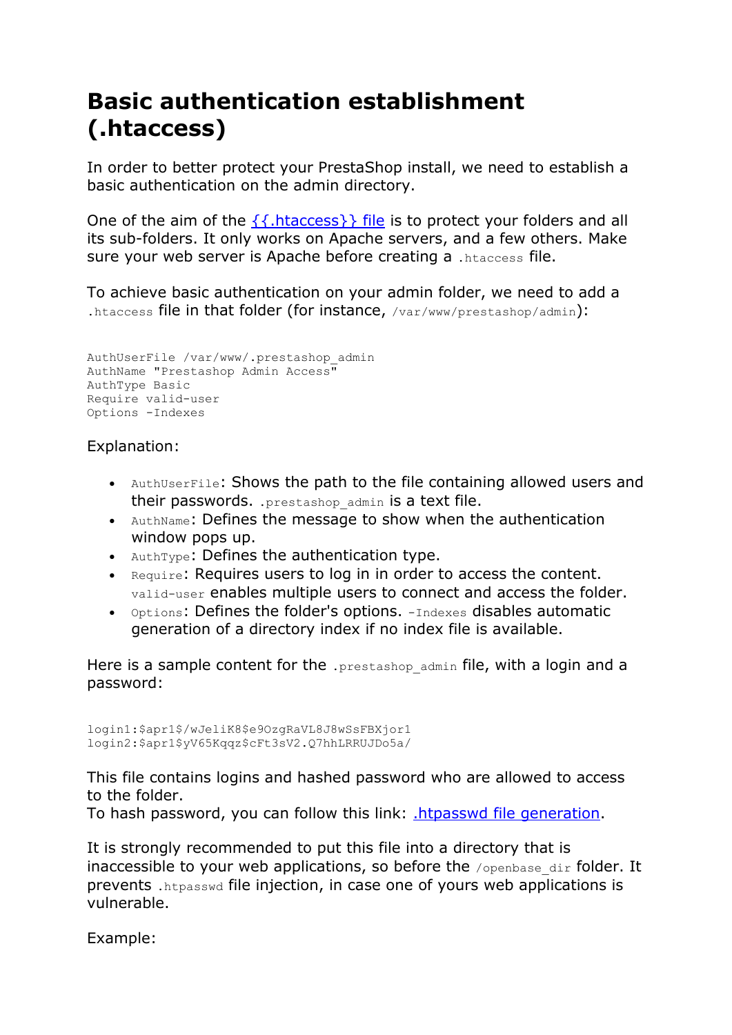# Basic authentication establishment (.htaccess)

In order to better protect your PrestaShop install, we need to establish a basic authentication on the admin directory.

One of the aim of the [{{.htaccess}} file]() is to protect your folders and all its sub-folders. It only works on Apache servers, and a few others. Make sure your web server is Apache before creating a `.htaccess` file.

To achieve basic authentication on your admin folder, we need to add a `.htaccess` file in that folder (for instance, `/var/www/prestashop/admin`):

```
AuthUserFile /var/www/.prestashop_admin
AuthName "Prestashop Admin Access"
AuthType Basic
Require valid-user
Options -Indexes
```

Explanation:

- `AuthUserFile`: Shows the path to the file containing allowed users and their passwords. `.prestashop_admin` is a text file.
- `AuthName`: Defines the message to show when the authentication window pops up.
- `AuthType`: Defines the authentication type.
- `Require`: Requires users to log in in order to access the content. `valid-user` enables multiple users to connect and access the folder.
- `Options`: Defines the folder's options. `-Indexes` disables automatic generation of a directory index if no index file is available.

Here is a sample content for the `.prestashop_admin` file, with a login and a password:

```
login1:$apr1$/wJeliK8$e9OzgRaVL8J8wSsFBXjor1
login2:$apr1$yV65Kqqz$cFt3sV2.Q7hhLRRUJDo5a/
```

This file contains logins and hashed password who are allowed to access to the folder.
To hash password, you can follow this link: [.htpasswd file generation]().

It is strongly recommended to put this file into a directory that is inaccessible to your web applications, so before the `/openbase_dir` folder. It prevents `.htpasswd` file injection, in case one of yours web applications is vulnerable.

Example: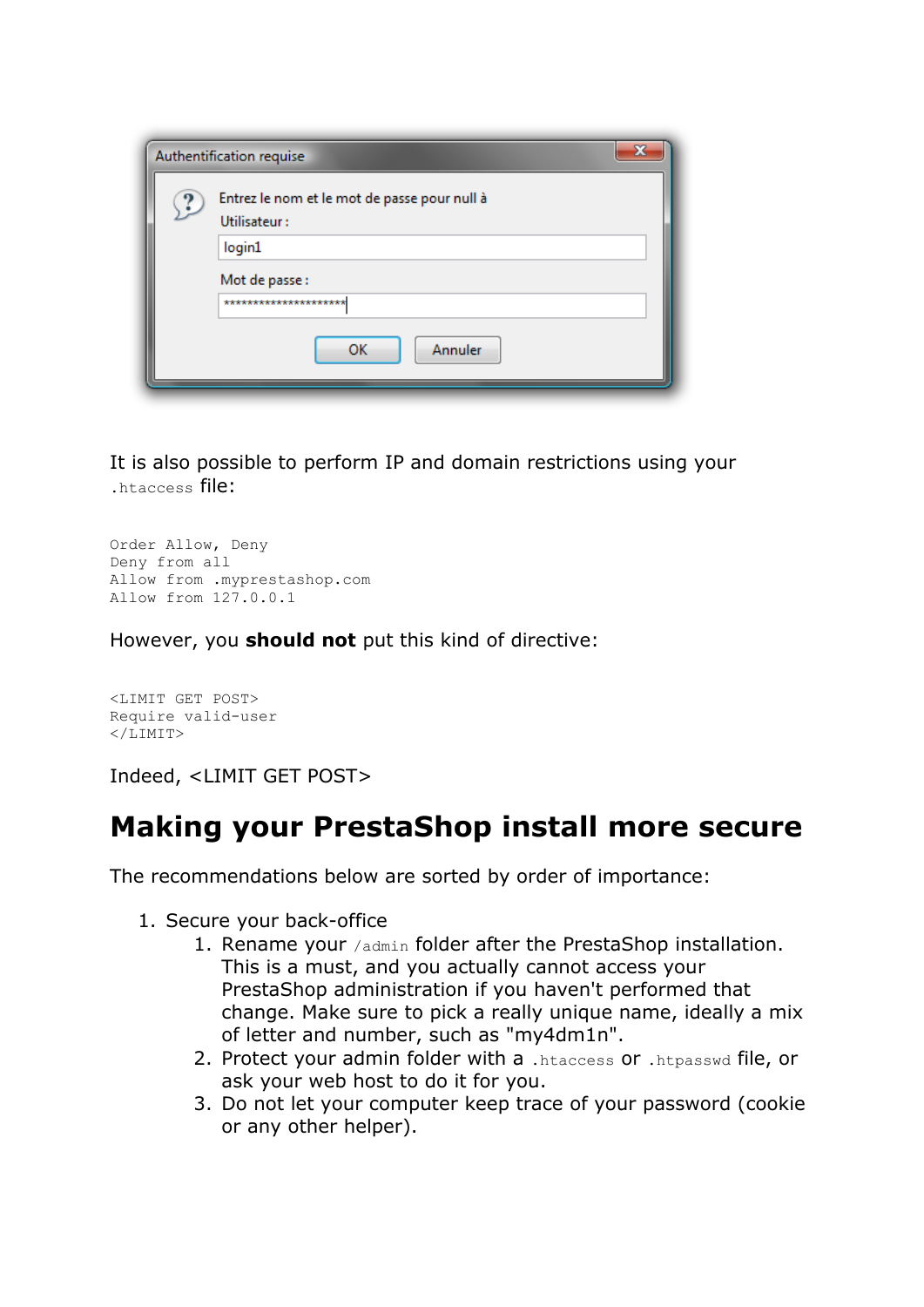It is also possible to perform IP and domain restrictions using your `.htaccess` file:

```
Order Allow, Deny
Deny from all
Allow from .myprestashop.com
Allow from 127.0.0.1
```

However, you **should not** put this kind of directive:

```
<LIMIT GET POST>
Require valid-user
</LIMIT>
```

Indeed, <LIMIT GET POST>

# Making your PrestaShop install more secure

The recommendations below are sorted by order of importance:

1. Secure your back-office
    1. Rename your `/admin` folder after the PrestaShop installation. This is a must, and you actually cannot access your PrestaShop administration if you haven't performed that change. Make sure to pick a really unique name, ideally a mix of letter and number, such as "my4dm1n".
    2. Protect your admin folder with a `.htaccess` or `.htpasswd` file, or ask your web host to do it for you.
    3. Do not let your computer keep trace of your password (cookie or any other helper).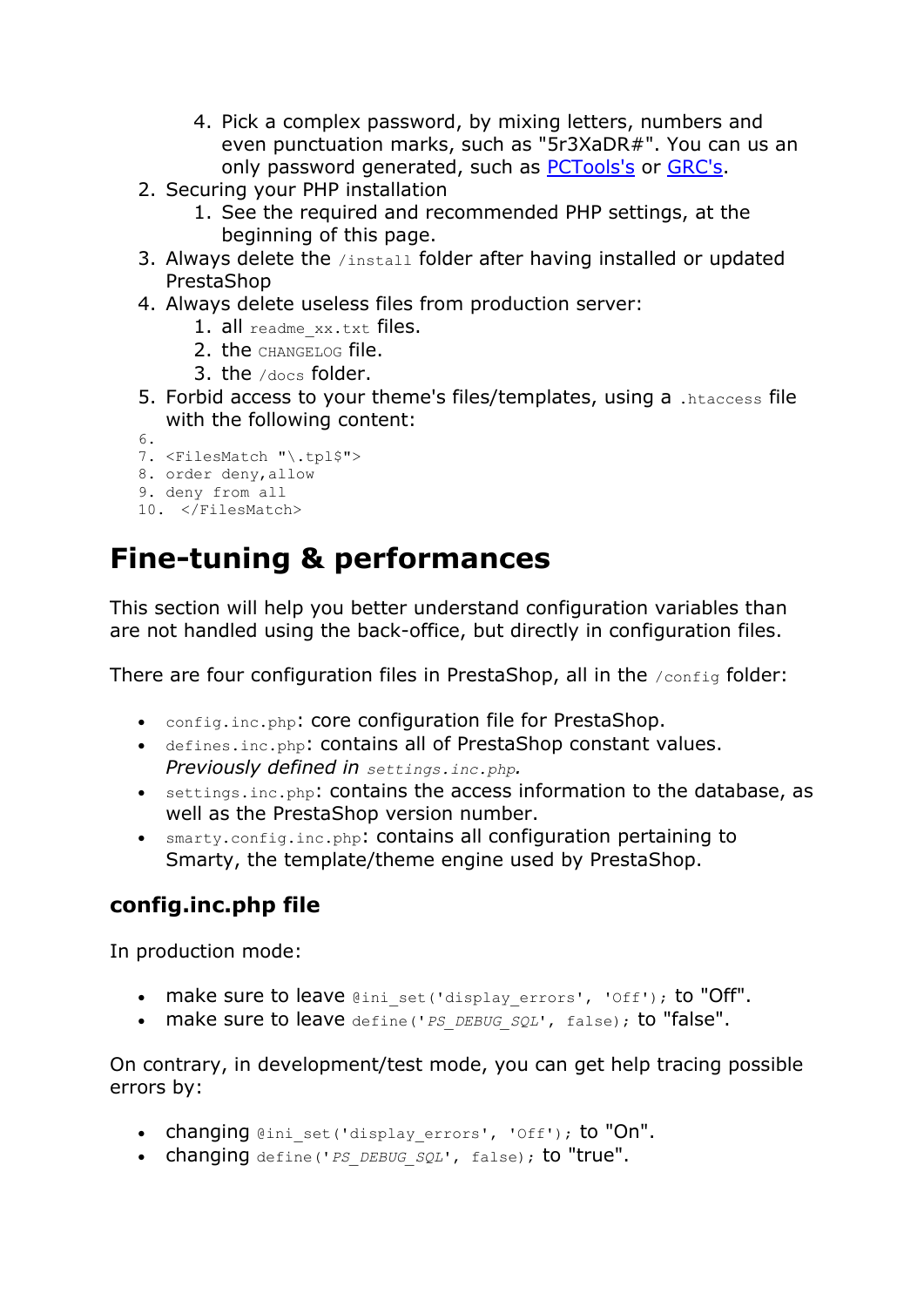4. Pick a complex password, by mixing letters, numbers and even punctuation marks, such as "5r3XaDR#". You can us an only password generated, such as [PCTools's]() or [GRC's]().
2. Securing your PHP installation
   1. See the required and recommended PHP settings, at the beginning of this page.
3. Always delete the `/install` folder after having installed or updated PrestaShop
4. Always delete useless files from production server:
   1. all `readme_xx.txt` files.
   2. the `CHANGELOG` file.
   3. the `/docs` folder.
5. Forbid access to your theme's files/templates, using a `.htaccess` file with the following content:

```
<FilesMatch "\.tpl$">
order deny,allow
deny from all
</FilesMatch>
```

# Fine-tuning & performances

This section will help you better understand configuration variables than are not handled using the back-office, but directly in configuration files.

There are four configuration files in PrestaShop, all in the `/config` folder:

- `config.inc.php`: core configuration file for PrestaShop.
- `defines.inc.php`: contains all of PrestaShop constant values. *Previously defined in `settings.inc.php`.*
- `settings.inc.php`: contains the access information to the database, as well as the PrestaShop version number.
- `smarty.config.inc.php`: contains all configuration pertaining to Smarty, the template/theme engine used by PrestaShop.

## config.inc.php file

In production mode:

- make sure to leave `@ini_set('display_errors', 'Off');` to "Off".
- make sure to leave `define('PS_DEBUG_SQL', false);` to "false".

On contrary, in development/test mode, you can get help tracing possible errors by:

- changing `@ini_set('display_errors', 'Off');` to "On".
- changing `define('PS_DEBUG_SQL', false);` to "true".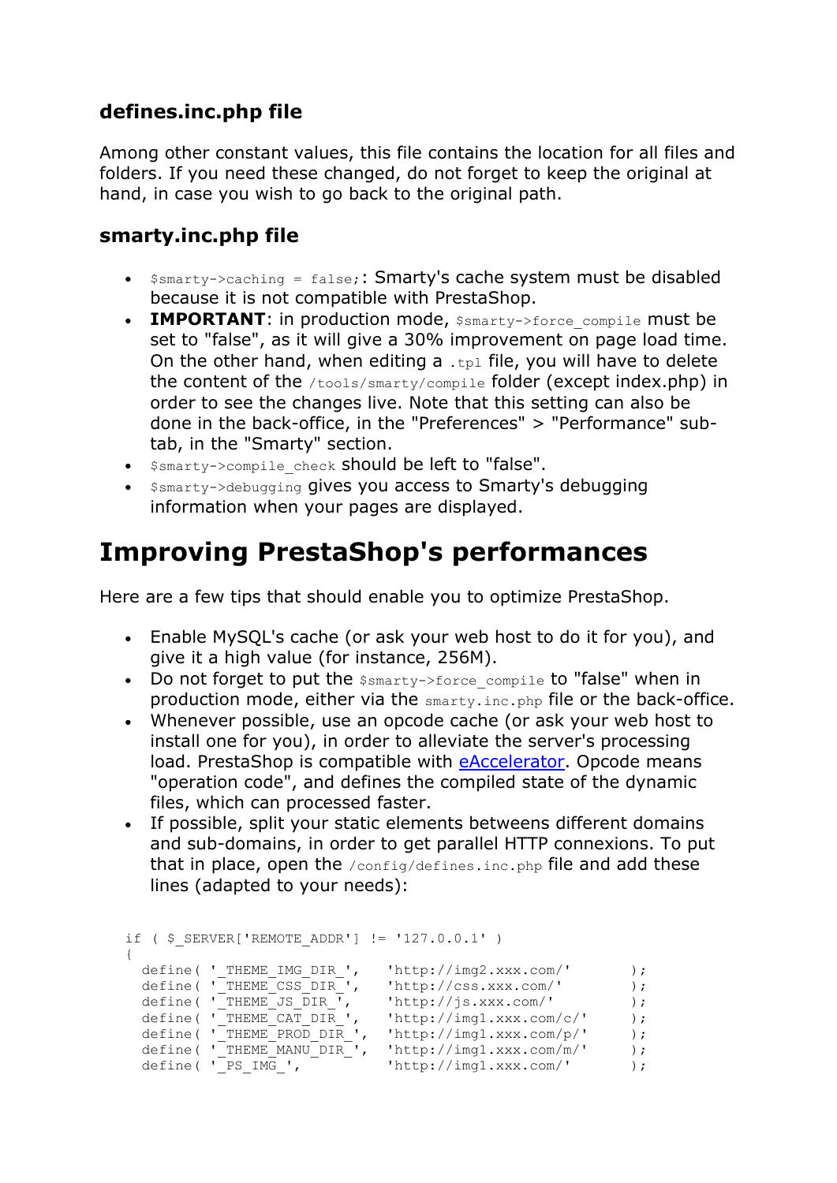### defines.inc.php file

Among other constant values, this file contains the location for all files and folders. If you need these changed, do not forget to keep the original at hand, in case you wish to go back to the original path.

### smarty.inc.php file

- `$smarty->caching = false;`: Smarty's cache system must be disabled because it is not compatible with PrestaShop.
- **IMPORTANT**: in production mode, `$smarty->force_compile` must be set to "false", as it will give a 30% improvement on page load time. On the other hand, when editing a `.tpl` file, you will have to delete the content of the `/tools/smarty/compile` folder (except index.php) in order to see the changes live. Note that this setting can also be done in the back-office, in the "Preferences" > "Performance" sub-tab, in the "Smarty" section.
- `$smarty->compile_check` should be left to "false".
- `$smarty->debugging` gives you access to Smarty's debugging information when your pages are displayed.

# Improving PrestaShop's performances

Here are a few tips that should enable you to optimize PrestaShop.

- Enable MySQL's cache (or ask your web host to do it for you), and give it a high value (for instance, 256M).
- Do not forget to put the `$smarty->force_compile` to "false" when in production mode, either via the `smarty.inc.php` file or the back-office.
- Whenever possible, use an opcode cache (or ask your web host to install one for you), in order to alleviate the server's processing load. PrestaShop is compatible with eAccelerator. Opcode means "operation code", and defines the compiled state of the dynamic files, which can processed faster.
- If possible, split your static elements betweens different domains and sub-domains, in order to get parallel HTTP connexions. To put that in place, open the `/config/defines.inc.php` file and add these lines (adapted to your needs):

```
if ( $_SERVER['REMOTE_ADDR'] != '127.0.0.1' )
{
  define( '_THEME_IMG_DIR_',   'http://img2.xxx.com/'      );
  define( '_THEME_CSS_DIR_',   'http://css.xxx.com/'       );
  define( '_THEME_JS_DIR_',    'http://js.xxx.com/'        );
  define( '_THEME_CAT_DIR_',   'http://img1.xxx.com/c/'    );
  define( '_THEME_PROD_DIR_',  'http://img1.xxx.com/p/'    );
  define( '_THEME_MANU_DIR_',  'http://img1.xxx.com/m/'    );
  define( '_PS_IMG_',          'http://img1.xxx.com/'      );
```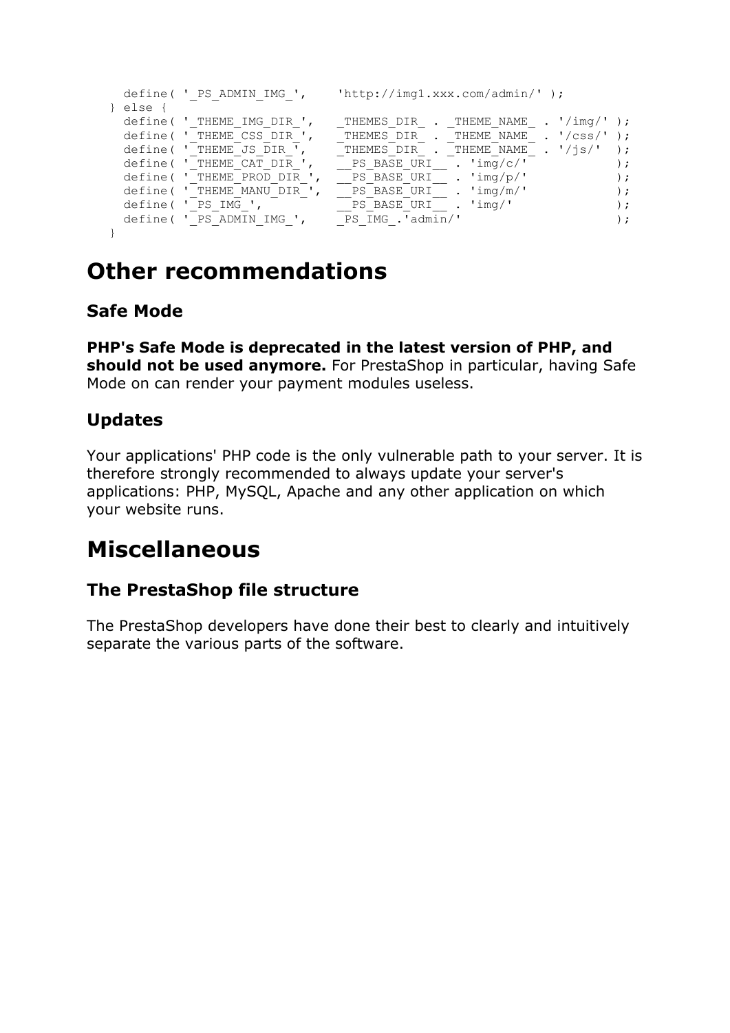```
  define( '_PS_ADMIN_IMG_',    'http://img1.xxx.com/admin/' );
} else {
  define( '_THEME_IMG_DIR_',   _THEMES_DIR_ . _THEME_NAME_ . '/img/' );
  define( '_THEME_CSS_DIR_',   _THEMES_DIR_ . _THEME_NAME_ . '/css/' );
  define( '_THEME_JS_DIR_',    _THEMES_DIR_ . _THEME_NAME_ . '/js/'  );
  define( '_THEME_CAT_DIR_',   __PS_BASE_URI__ . 'img/c/'            );
  define( '_THEME_PROD_DIR_',  __PS_BASE_URI__ . 'img/p/'            );
  define( '_THEME_MANU_DIR_',  __PS_BASE_URI__ . 'img/m/'            );
  define( '_PS_IMG_',          __PS_BASE_URI__ . 'img/'              );
  define( '_PS_ADMIN_IMG_',    _PS_IMG_.'admin/'                     );
}
```

# Other recommendations

## Safe Mode

**PHP's Safe Mode is deprecated in the latest version of PHP, and should not be used anymore.** For PrestaShop in particular, having Safe Mode on can render your payment modules useless.

## Updates

Your applications' PHP code is the only vulnerable path to your server. It is therefore strongly recommended to always update your server's applications: PHP, MySQL, Apache and any other application on which your website runs.

# Miscellaneous

## The PrestaShop file structure

The PrestaShop developers have done their best to clearly and intuitively separate the various parts of the software.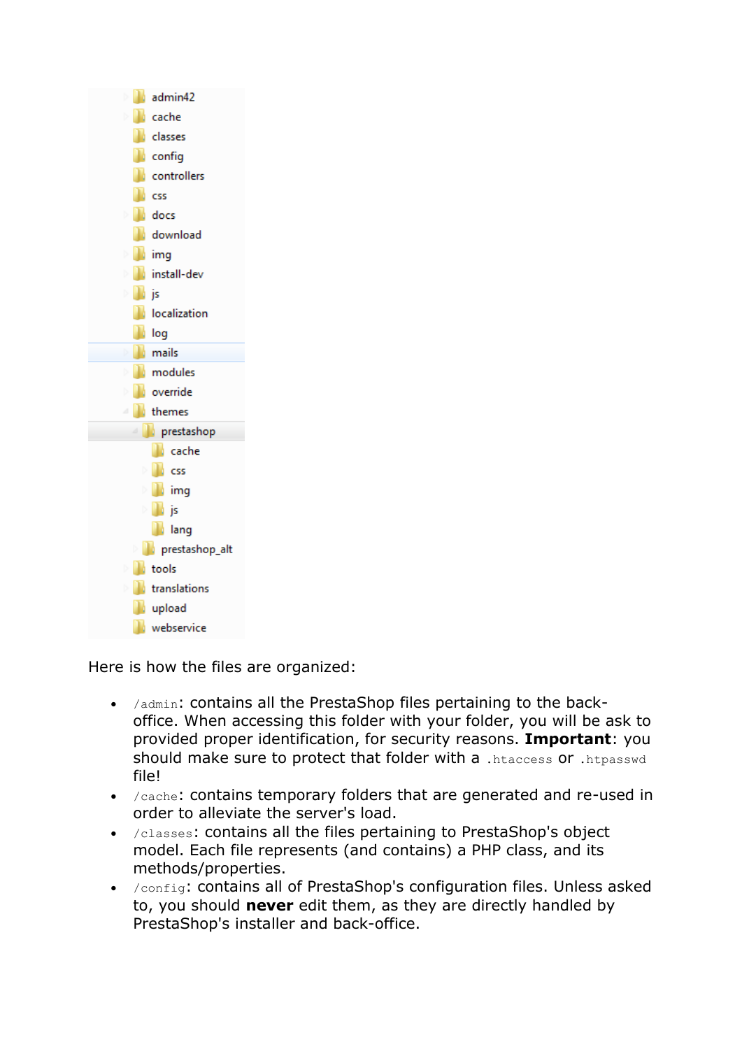```
admin42
cache
classes
config
controllers
css
docs
download
img
install-dev
js
localization
log
mails
modules
override
themes
    prestashop
        cache
        css
        img
        js
        lang
    prestashop_alt
tools
translations
upload
webservice
```

Here is how the files are organized:

- `/admin`: contains all the PrestaShop files pertaining to the back-office. When accessing this folder with your folder, you will be ask to provided proper identification, for security reasons. **Important**: you should make sure to protect that folder with a `.htaccess` or `.htpasswd` file!
- `/cache`: contains temporary folders that are generated and re-used in order to alleviate the server's load.
- `/classes`: contains all the files pertaining to PrestaShop's object model. Each file represents (and contains) a PHP class, and its methods/properties.
- `/config`: contains all of PrestaShop's configuration files. Unless asked to, you should **never** edit them, as they are directly handled by PrestaShop's installer and back-office.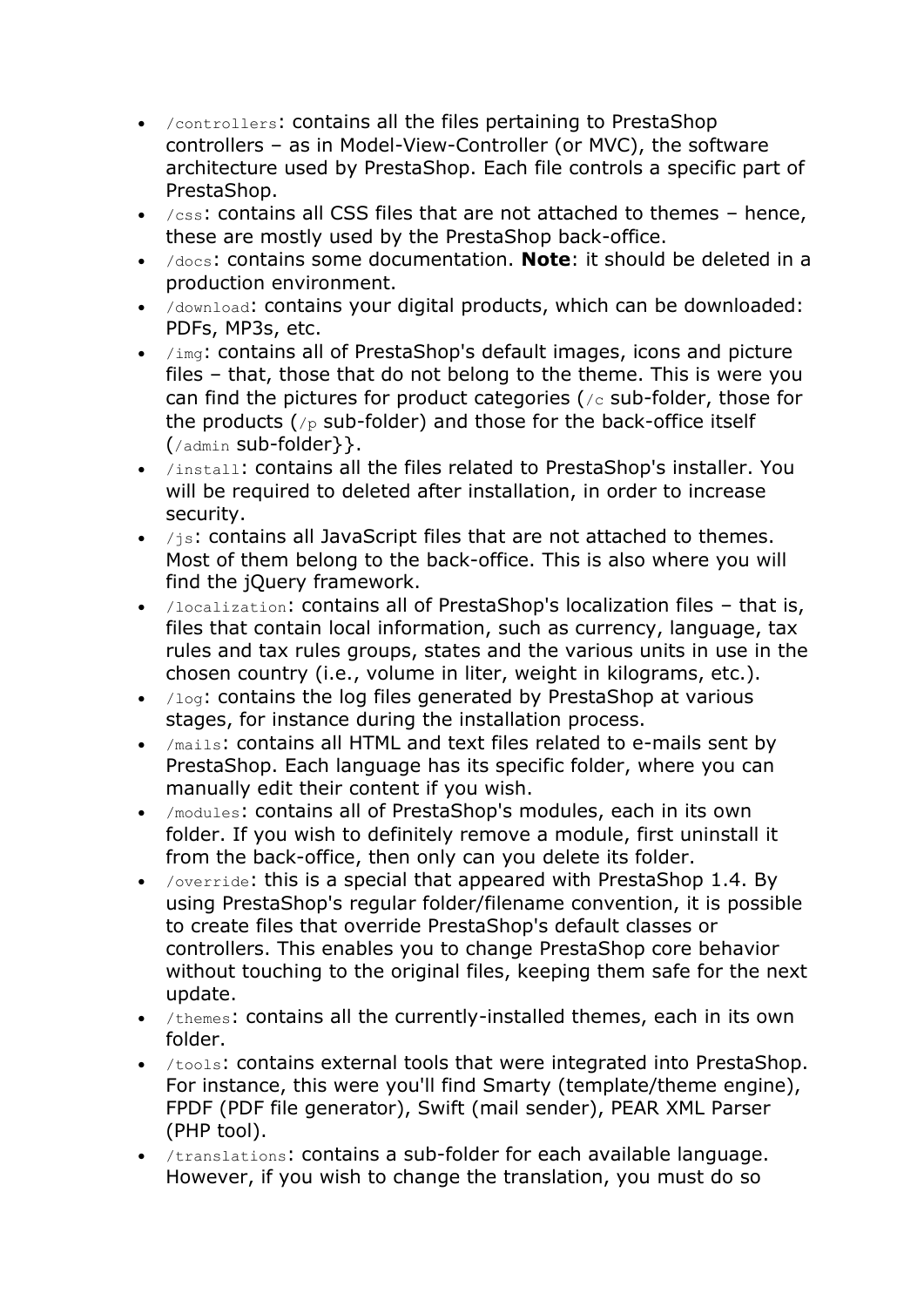- `/controllers`: contains all the files pertaining to PrestaShop controllers – as in Model-View-Controller (or MVC), the software architecture used by PrestaShop. Each file controls a specific part of PrestaShop.
- `/css`: contains all CSS files that are not attached to themes – hence, these are mostly used by the PrestaShop back-office.
- `/docs`: contains some documentation. **Note**: it should be deleted in a production environment.
- `/download`: contains your digital products, which can be downloaded: PDFs, MP3s, etc.
- `/img`: contains all of PrestaShop's default images, icons and picture files – that, those that do not belong to the theme. This is were you can find the pictures for product categories (`/c` sub-folder, those for the products (`/p` sub-folder) and those for the back-office itself (`/admin` sub-folder}}.
- `/install`: contains all the files related to PrestaShop's installer. You will be required to deleted after installation, in order to increase security.
- `/js`: contains all JavaScript files that are not attached to themes. Most of them belong to the back-office. This is also where you will find the jQuery framework.
- `/localization`: contains all of PrestaShop's localization files – that is, files that contain local information, such as currency, language, tax rules and tax rules groups, states and the various units in use in the chosen country (i.e., volume in liter, weight in kilograms, etc.).
- `/log`: contains the log files generated by PrestaShop at various stages, for instance during the installation process.
- `/mails`: contains all HTML and text files related to e-mails sent by PrestaShop. Each language has its specific folder, where you can manually edit their content if you wish.
- `/modules`: contains all of PrestaShop's modules, each in its own folder. If you wish to definitely remove a module, first uninstall it from the back-office, then only can you delete its folder.
- `/override`: this is a special that appeared with PrestaShop 1.4. By using PrestaShop's regular folder/filename convention, it is possible to create files that override PrestaShop's default classes or controllers. This enables you to change PrestaShop core behavior without touching to the original files, keeping them safe for the next update.
- `/themes`: contains all the currently-installed themes, each in its own folder.
- `/tools`: contains external tools that were integrated into PrestaShop. For instance, this were you'll find Smarty (template/theme engine), FPDF (PDF file generator), Swift (mail sender), PEAR XML Parser (PHP tool).
- `/translations`: contains a sub-folder for each available language. However, if you wish to change the translation, you must do so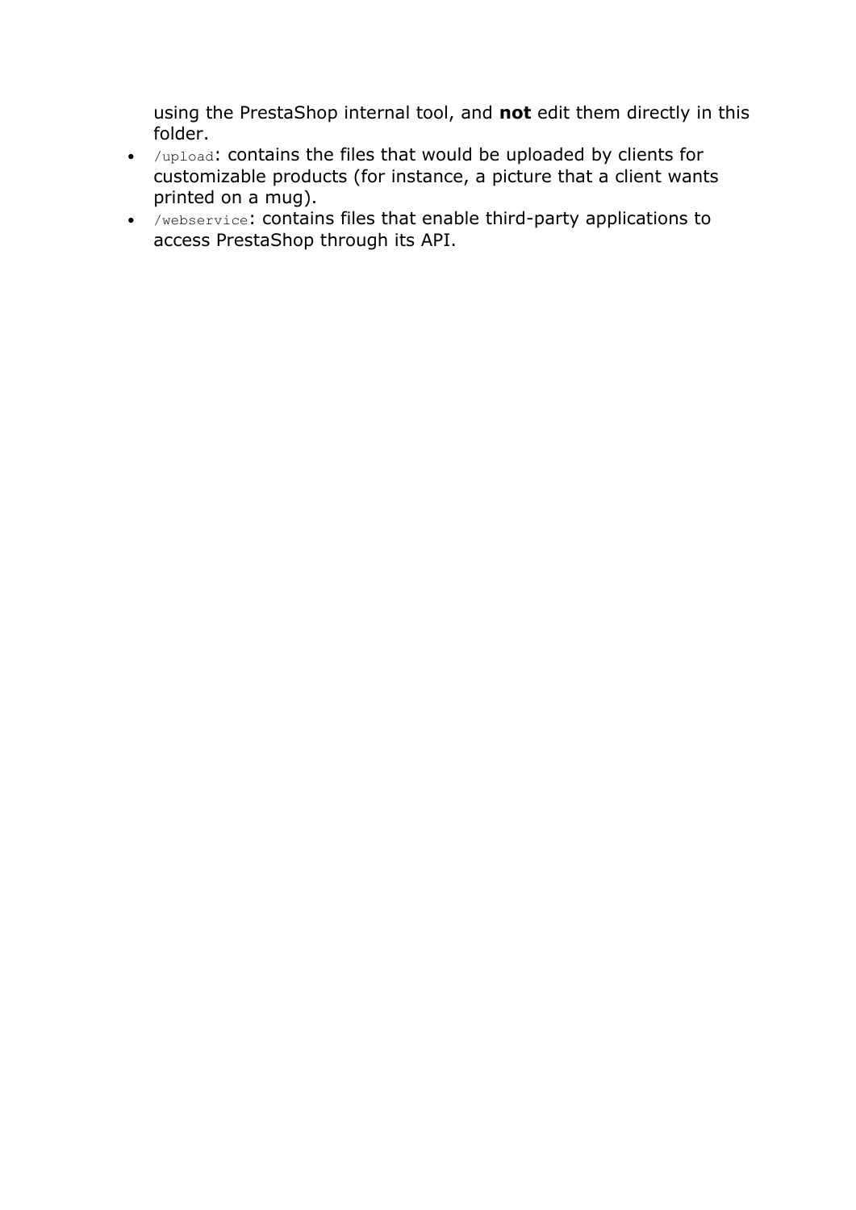using the PrestaShop internal tool, and **not** edit them directly in this folder.

- `/upload`: contains the files that would be uploaded by clients for customizable products (for instance, a picture that a client wants printed on a mug).
- `/webservice`: contains files that enable third-party applications to access PrestaShop through its API.